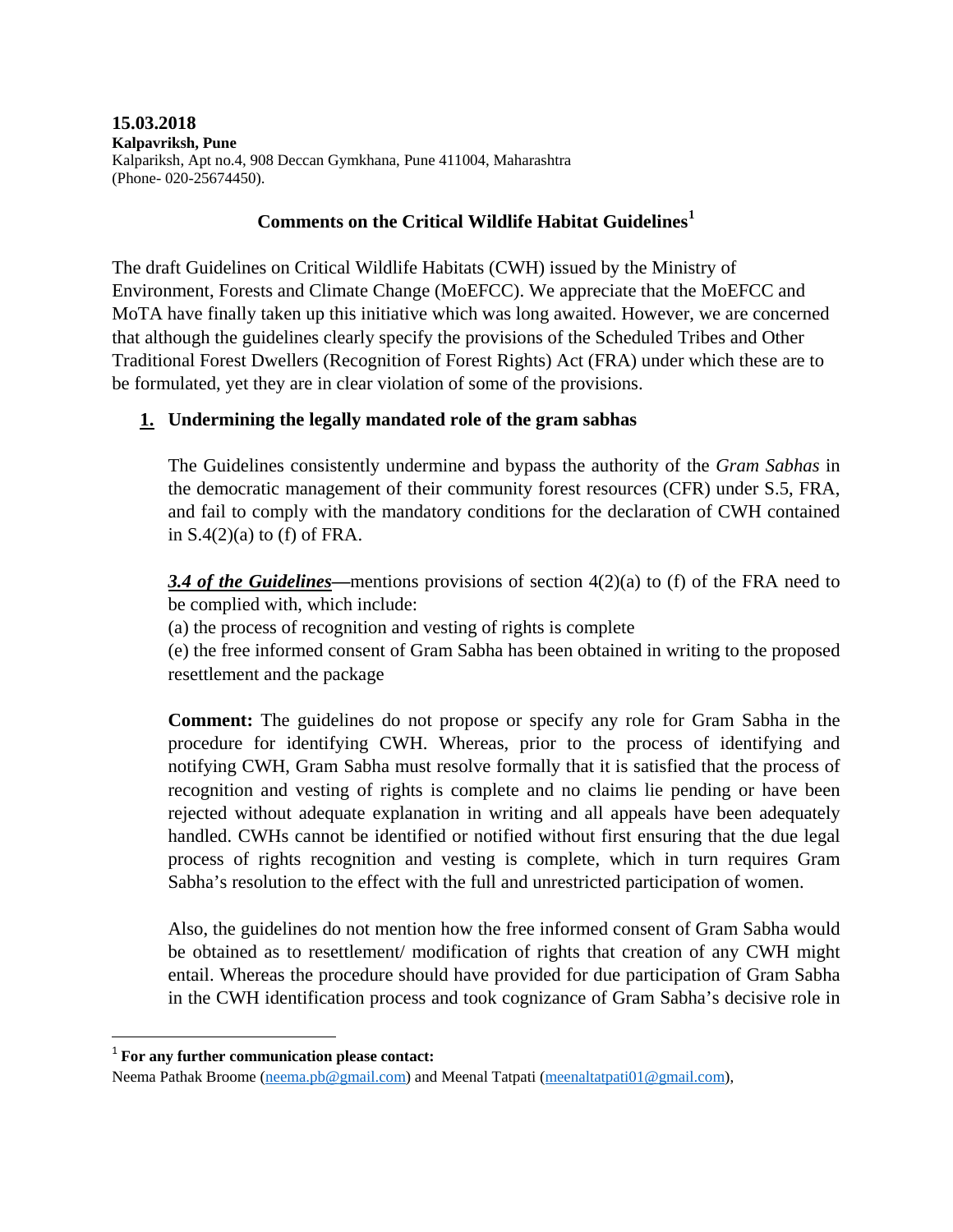**15.03.2018**
**Kalpavriksh, Pune**
Kalpariksh, Apt no.4, 908 Deccan Gymkhana, Pune 411004, Maharashtra
(Phone- 020-25674450).

## Comments on the Critical Wildlife Habitat Guidelines[1]

The draft Guidelines on Critical Wildlife Habitats (CWH) issued by the Ministry of Environment, Forests and Climate Change (MoEFCC). We appreciate that the MoEFCC and MoTA have finally taken up this initiative which was long awaited. However, we are concerned that although the guidelines clearly specify the provisions of the Scheduled Tribes and Other Traditional Forest Dwellers (Recognition of Forest Rights) Act (FRA) under which these are to be formulated, yet they are in clear violation of some of the provisions.

### 1. Undermining the legally mandated role of the gram sabhas

The Guidelines consistently undermine and bypass the authority of the *Gram Sabhas* in the democratic management of their community forest resources (CFR) under S.5, FRA, and fail to comply with the mandatory conditions for the declaration of CWH contained in S.4(2)(a) to (f) of FRA.

***3.4 of the Guidelines*—**mentions provisions of section 4(2)(a) to (f) of the FRA need to be complied with, which include:
(a) the process of recognition and vesting of rights is complete
(e) the free informed consent of Gram Sabha has been obtained in writing to the proposed resettlement and the package

**Comment:** The guidelines do not propose or specify any role for Gram Sabha in the procedure for identifying CWH. Whereas, prior to the process of identifying and notifying CWH, Gram Sabha must resolve formally that it is satisfied that the process of recognition and vesting of rights is complete and no claims lie pending or have been rejected without adequate explanation in writing and all appeals have been adequately handled. CWHs cannot be identified or notified without first ensuring that the due legal process of rights recognition and vesting is complete, which in turn requires Gram Sabha's resolution to the effect with the full and unrestricted participation of women.

Also, the guidelines do not mention how the free informed consent of Gram Sabha would be obtained as to resettlement/ modification of rights that creation of any CWH might entail. Whereas the procedure should have provided for due participation of Gram Sabha in the CWH identification process and took cognizance of Gram Sabha's decisive role in

---

[1] **For any further communication please contact:**
Neema Pathak Broome (neema.pb@gmail.com) and Meenal Tatpati (meenaltatpati01@gmail.com),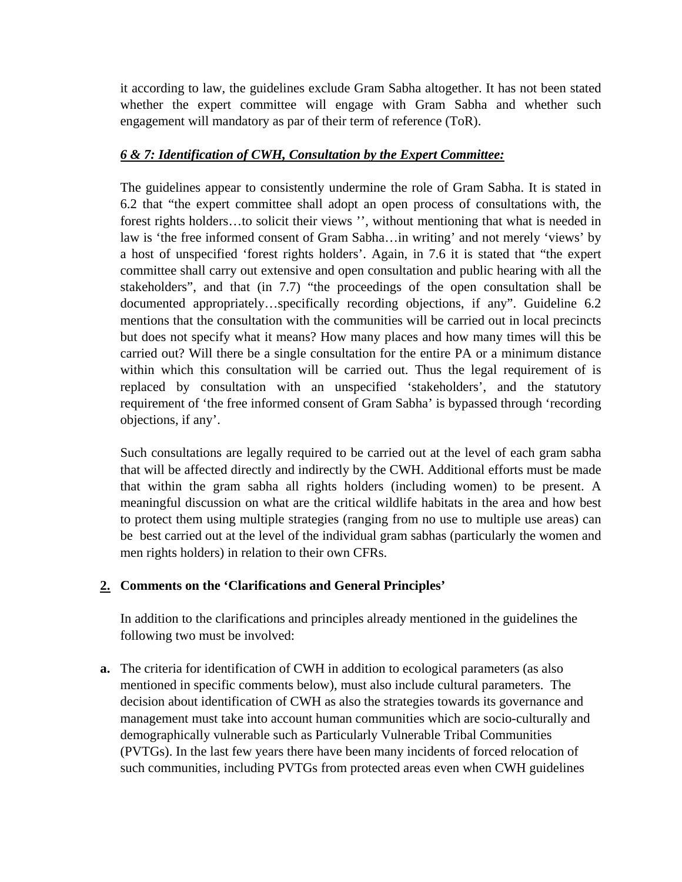it according to law, the guidelines exclude Gram Sabha altogether. It has not been stated whether the expert committee will engage with Gram Sabha and whether such engagement will mandatory as par of their term of reference (ToR).

***6 & 7: Identification of CWH, Consultation by the Expert Committee:***

The guidelines appear to consistently undermine the role of Gram Sabha. It is stated in 6.2 that "the expert committee shall adopt an open process of consultations with, the forest rights holders…to solicit their views '', without mentioning that what is needed in law is 'the free informed consent of Gram Sabha…in writing' and not merely 'views' by a host of unspecified 'forest rights holders'. Again, in 7.6 it is stated that "the expert committee shall carry out extensive and open consultation and public hearing with all the stakeholders", and that (in 7.7) "the proceedings of the open consultation shall be documented appropriately…specifically recording objections, if any". Guideline 6.2 mentions that the consultation with the communities will be carried out in local precincts but does not specify what it means? How many places and how many times will this be carried out? Will there be a single consultation for the entire PA or a minimum distance within which this consultation will be carried out. Thus the legal requirement of is replaced by consultation with an unspecified 'stakeholders', and the statutory requirement of 'the free informed consent of Gram Sabha' is bypassed through 'recording objections, if any'.

Such consultations are legally required to be carried out at the level of each gram sabha that will be affected directly and indirectly by the CWH. Additional efforts must be made that within the gram sabha all rights holders (including women) to be present. A meaningful discussion on what are the critical wildlife habitats in the area and how best to protect them using multiple strategies (ranging from no use to multiple use areas) can be best carried out at the level of the individual gram sabhas (particularly the women and men rights holders) in relation to their own CFRs.

## 2. Comments on the 'Clarifications and General Principles'

In addition to the clarifications and principles already mentioned in the guidelines the following two must be involved:

**a.** The criteria for identification of CWH in addition to ecological parameters (as also mentioned in specific comments below), must also include cultural parameters. The decision about identification of CWH as also the strategies towards its governance and management must take into account human communities which are socio-culturally and demographically vulnerable such as Particularly Vulnerable Tribal Communities (PVTGs). In the last few years there have been many incidents of forced relocation of such communities, including PVTGs from protected areas even when CWH guidelines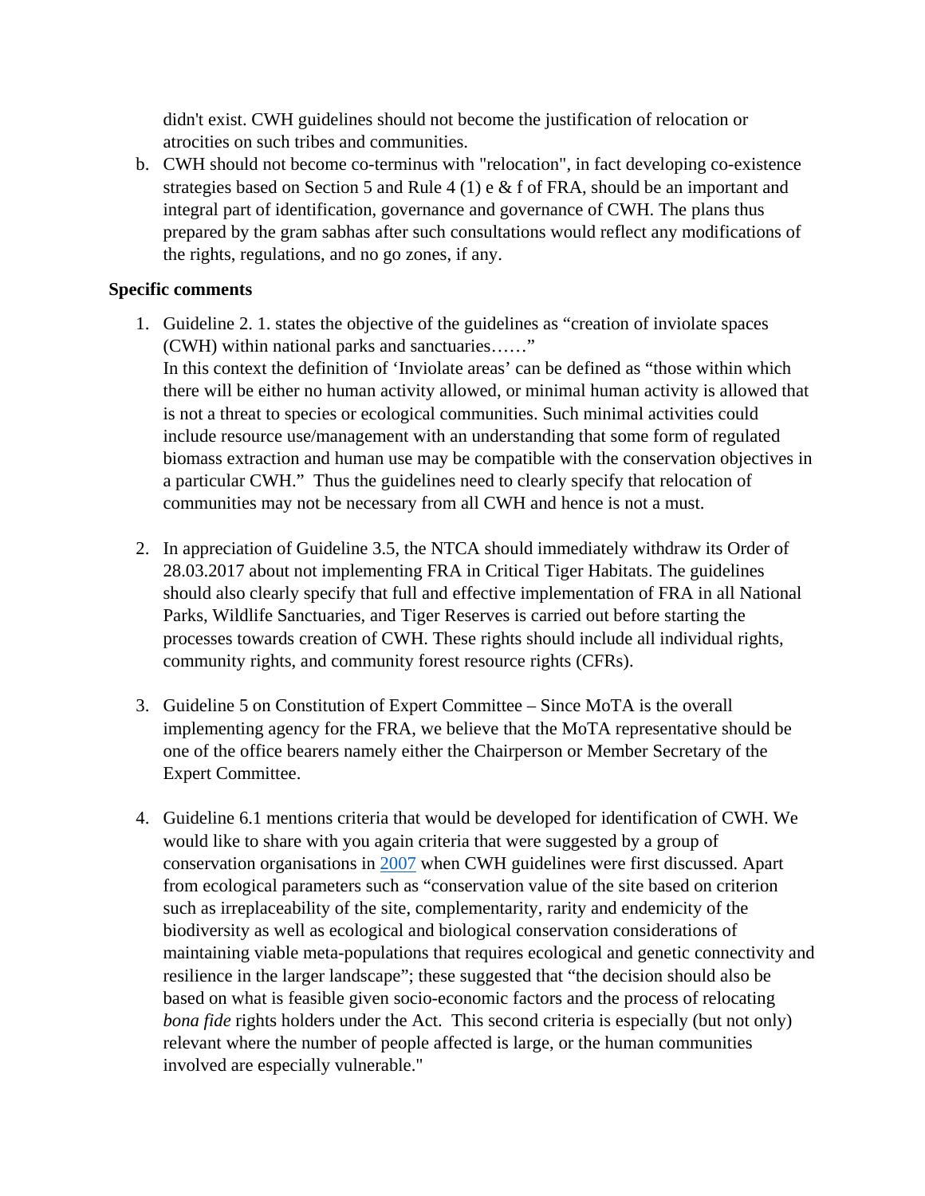didn't exist. CWH guidelines should not become the justification of relocation or atrocities on such tribes and communities.

b. CWH should not become co-terminus with "relocation", in fact developing co-existence strategies based on Section 5 and Rule 4 (1) e & f of FRA, should be an important and integral part of identification, governance and governance of CWH. The plans thus prepared by the gram sabhas after such consultations would reflect any modifications of the rights, regulations, and no go zones, if any.

**Specific comments**

1. Guideline 2. 1. states the objective of the guidelines as "creation of inviolate spaces (CWH) within national parks and sanctuaries……"
   In this context the definition of 'Inviolate areas' can be defined as "those within which there will be either no human activity allowed, or minimal human activity is allowed that is not a threat to species or ecological communities. Such minimal activities could include resource use/management with an understanding that some form of regulated biomass extraction and human use may be compatible with the conservation objectives in a particular CWH." Thus the guidelines need to clearly specify that relocation of communities may not be necessary from all CWH and hence is not a must.

2. In appreciation of Guideline 3.5, the NTCA should immediately withdraw its Order of 28.03.2017 about not implementing FRA in Critical Tiger Habitats. The guidelines should also clearly specify that full and effective implementation of FRA in all National Parks, Wildlife Sanctuaries, and Tiger Reserves is carried out before starting the processes towards creation of CWH. These rights should include all individual rights, community rights, and community forest resource rights (CFRs).

3. Guideline 5 on Constitution of Expert Committee – Since MoTA is the overall implementing agency for the FRA, we believe that the MoTA representative should be one of the office bearers namely either the Chairperson or Member Secretary of the Expert Committee.

4. Guideline 6.1 mentions criteria that would be developed for identification of CWH. We would like to share with you again criteria that were suggested by a group of conservation organisations in 2007 when CWH guidelines were first discussed. Apart from ecological parameters such as "conservation value of the site based on criterion such as irreplaceability of the site, complementarity, rarity and endemicity of the biodiversity as well as ecological and biological conservation considerations of maintaining viable meta-populations that requires ecological and genetic connectivity and resilience in the larger landscape"; these suggested that "the decision should also be based on what is feasible given socio-economic factors and the process of relocating *bona fide* rights holders under the Act. This second criteria is especially (but not only) relevant where the number of people affected is large, or the human communities involved are especially vulnerable."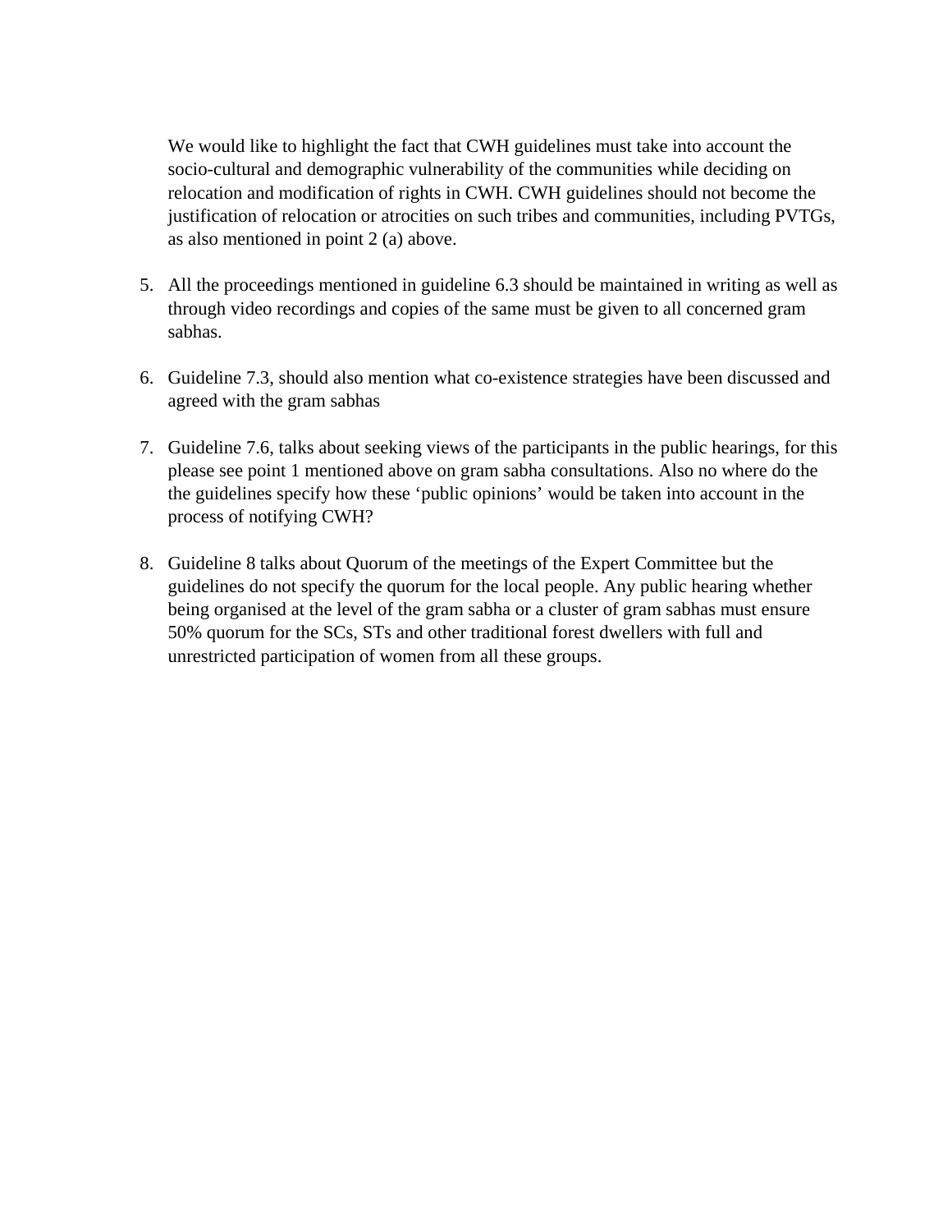We would like to highlight the fact that CWH guidelines must take into account the socio-cultural and demographic vulnerability of the communities while deciding on relocation and modification of rights in CWH. CWH guidelines should not become the justification of relocation or atrocities on such tribes and communities, including PVTGs, as also mentioned in point 2 (a) above.

5. All the proceedings mentioned in guideline 6.3 should be maintained in writing as well as through video recordings and copies of the same must be given to all concerned gram sabhas.

6. Guideline 7.3, should also mention what co-existence strategies have been discussed and agreed with the gram sabhas

7. Guideline 7.6, talks about seeking views of the participants in the public hearings, for this please see point 1 mentioned above on gram sabha consultations. Also no where do the the guidelines specify how these 'public opinions' would be taken into account in the process of notifying CWH?

8. Guideline 8 talks about Quorum of the meetings of the Expert Committee but the guidelines do not specify the quorum for the local people. Any public hearing whether being organised at the level of the gram sabha or a cluster of gram sabhas must ensure 50% quorum for the SCs, STs and other traditional forest dwellers with full and unrestricted participation of women from all these groups.